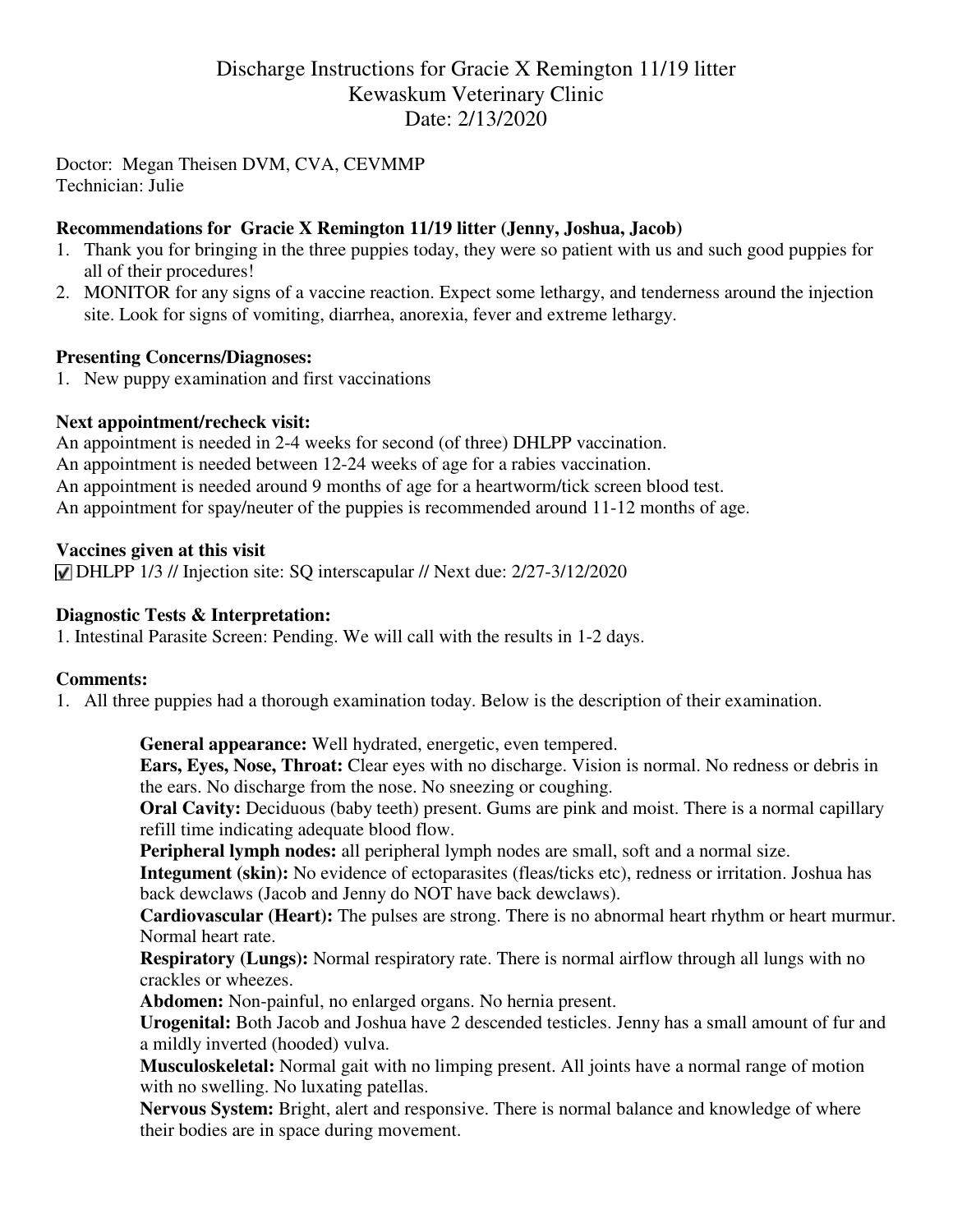# Discharge Instructions for Gracie X Remington 11/19 litter
## Kewaskum Veterinary Clinic
## Date: 2/13/2020

Doctor: Megan Theisen DVM, CVA, CEVMMP
Technician: Julie

**Recommendations for Gracie X Remington 11/19 litter (Jenny, Joshua, Jacob)**

1. Thank you for bringing in the three puppies today, they were so patient with us and such good puppies for all of their procedures!
2. MONITOR for any signs of a vaccine reaction. Expect some lethargy, and tenderness around the injection site. Look for signs of vomiting, diarrhea, anorexia, fever and extreme lethargy.

**Presenting Concerns/Diagnoses:**

1. New puppy examination and first vaccinations

**Next appointment/recheck visit:**

An appointment is needed in 2-4 weeks for second (of three) DHLPP vaccination.
An appointment is needed between 12-24 weeks of age for a rabies vaccination.
An appointment is needed around 9 months of age for a heartworm/tick screen blood test.
An appointment for spay/neuter of the puppies is recommended around 11-12 months of age.

**Vaccines given at this visit**

☑ DHLPP 1/3 // Injection site: SQ interscapular // Next due: 2/27-3/12/2020

**Diagnostic Tests & Interpretation:**

1. Intestinal Parasite Screen: Pending. We will call with the results in 1-2 days.

**Comments:**

1. All three puppies had a thorough examination today. Below is the description of their examination.

**General appearance:** Well hydrated, energetic, even tempered.

**Ears, Eyes, Nose, Throat:** Clear eyes with no discharge. Vision is normal. No redness or debris in the ears. No discharge from the nose. No sneezing or coughing.

**Oral Cavity:** Deciduous (baby teeth) present. Gums are pink and moist. There is a normal capillary refill time indicating adequate blood flow.

**Peripheral lymph nodes:** all peripheral lymph nodes are small, soft and a normal size.

**Integument (skin):** No evidence of ectoparasites (fleas/ticks etc), redness or irritation. Joshua has back dewclaws (Jacob and Jenny do NOT have back dewclaws).

**Cardiovascular (Heart):** The pulses are strong. There is no abnormal heart rhythm or heart murmur. Normal heart rate.

**Respiratory (Lungs):** Normal respiratory rate. There is normal airflow through all lungs with no crackles or wheezes.

**Abdomen:** Non-painful, no enlarged organs. No hernia present.

**Urogenital:** Both Jacob and Joshua have 2 descended testicles. Jenny has a small amount of fur and a mildly inverted (hooded) vulva.

**Musculoskeletal:** Normal gait with no limping present. All joints have a normal range of motion with no swelling. No luxating patellas.

**Nervous System:** Bright, alert and responsive. There is normal balance and knowledge of where their bodies are in space during movement.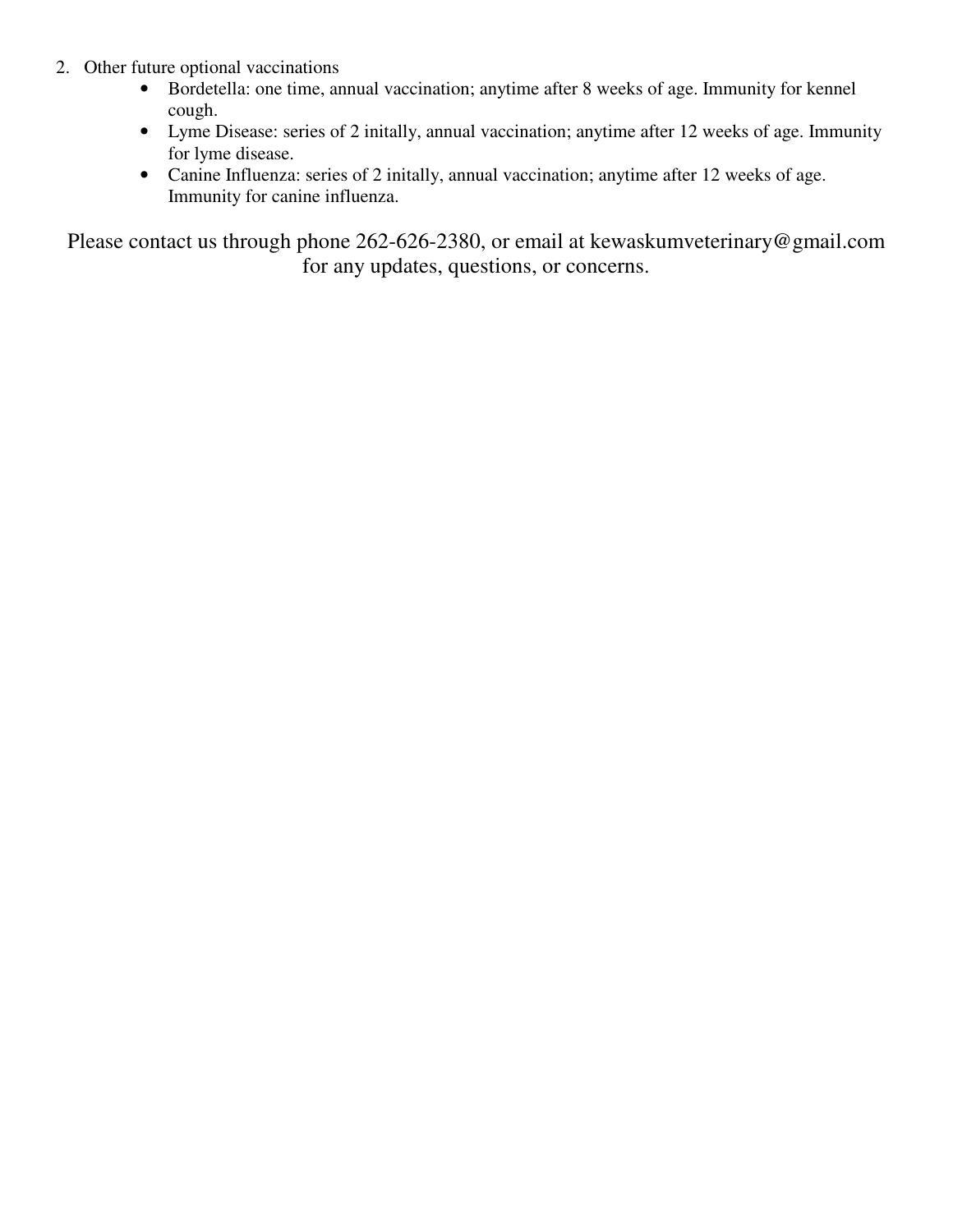2. Other future optional vaccinations
    - Bordetella: one time, annual vaccination; anytime after 8 weeks of age. Immunity for kennel cough.
    - Lyme Disease: series of 2 initally, annual vaccination; anytime after 12 weeks of age. Immunity for lyme disease.
    - Canine Influenza: series of 2 initally, annual vaccination; anytime after 12 weeks of age. Immunity for canine influenza.

Please contact us through phone 262-626-2380, or email at kewaskumveterinary@gmail.com for any updates, questions, or concerns.